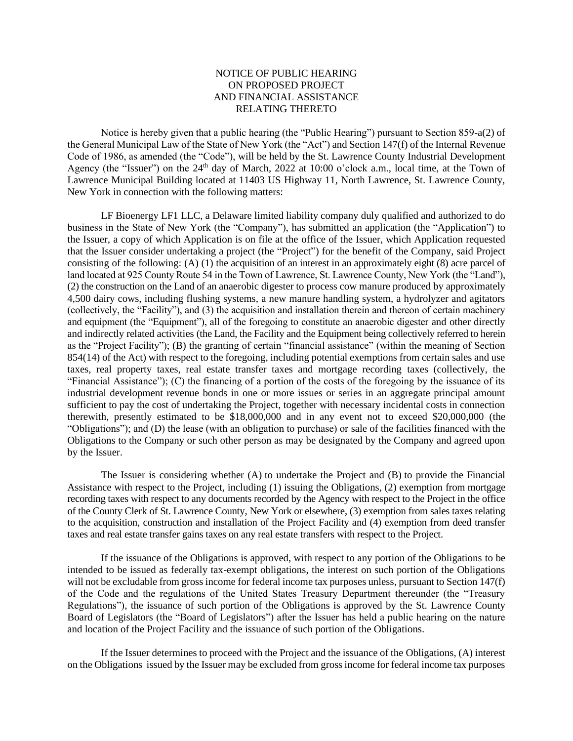# NOTICE OF PUBLIC HEARING ON PROPOSED PROJECT AND FINANCIAL ASSISTANCE RELATING THERETO

Notice is hereby given that a public hearing (the "Public Hearing") pursuant to Section 859-a(2) of the General Municipal Law of the State of New York (the "Act") and Section 147(f) of the Internal Revenue Code of 1986, as amended (the "Code"), will be held by the St. Lawrence County Industrial Development Agency (the "Issuer") on the 24th day of March, 2022 at 10:00 o'clock a.m., local time, at the Town of Lawrence Municipal Building located at 11403 US Highway 11, North Lawrence, St. Lawrence County, New York in connection with the following matters:

LF Bioenergy LF1 LLC, a Delaware limited liability company duly qualified and authorized to do business in the State of New York (the "Company"), has submitted an application (the "Application") to the Issuer, a copy of which Application is on file at the office of the Issuer, which Application requested that the Issuer consider undertaking a project (the "Project") for the benefit of the Company, said Project consisting of the following: (A) (1) the acquisition of an interest in an approximately eight (8) acre parcel of land located at 925 County Route 54 in the Town of Lawrence, St. Lawrence County, New York (the "Land"), (2) the construction on the Land of an anaerobic digester to process cow manure produced by approximately 4,500 dairy cows, including flushing systems, a new manure handling system, a hydrolyzer and agitators (collectively, the "Facility"), and (3) the acquisition and installation therein and thereon of certain machinery and equipment (the "Equipment"), all of the foregoing to constitute an anaerobic digester and other directly and indirectly related activities (the Land, the Facility and the Equipment being collectively referred to herein as the "Project Facility"); (B) the granting of certain "financial assistance" (within the meaning of Section 854(14) of the Act) with respect to the foregoing, including potential exemptions from certain sales and use taxes, real property taxes, real estate transfer taxes and mortgage recording taxes (collectively, the "Financial Assistance"); (C) the financing of a portion of the costs of the foregoing by the issuance of its industrial development revenue bonds in one or more issues or series in an aggregate principal amount sufficient to pay the cost of undertaking the Project, together with necessary incidental costs in connection therewith, presently estimated to be $18,000,000 and in any event not to exceed $20,000,000 (the "Obligations"); and (D) the lease (with an obligation to purchase) or sale of the facilities financed with the Obligations to the Company or such other person as may be designated by the Company and agreed upon by the Issuer.

The Issuer is considering whether (A) to undertake the Project and (B) to provide the Financial Assistance with respect to the Project, including (1) issuing the Obligations, (2) exemption from mortgage recording taxes with respect to any documents recorded by the Agency with respect to the Project in the office of the County Clerk of St. Lawrence County, New York or elsewhere, (3) exemption from sales taxes relating to the acquisition, construction and installation of the Project Facility and (4) exemption from deed transfer taxes and real estate transfer gains taxes on any real estate transfers with respect to the Project.

If the issuance of the Obligations is approved, with respect to any portion of the Obligations to be intended to be issued as federally tax-exempt obligations, the interest on such portion of the Obligations will not be excludable from gross income for federal income tax purposes unless, pursuant to Section 147(f) of the Code and the regulations of the United States Treasury Department thereunder (the "Treasury Regulations"), the issuance of such portion of the Obligations is approved by the St. Lawrence County Board of Legislators (the "Board of Legislators") after the Issuer has held a public hearing on the nature and location of the Project Facility and the issuance of such portion of the Obligations.

If the Issuer determines to proceed with the Project and the issuance of the Obligations, (A) interest on the Obligations issued by the Issuer may be excluded from gross income for federal income tax purposes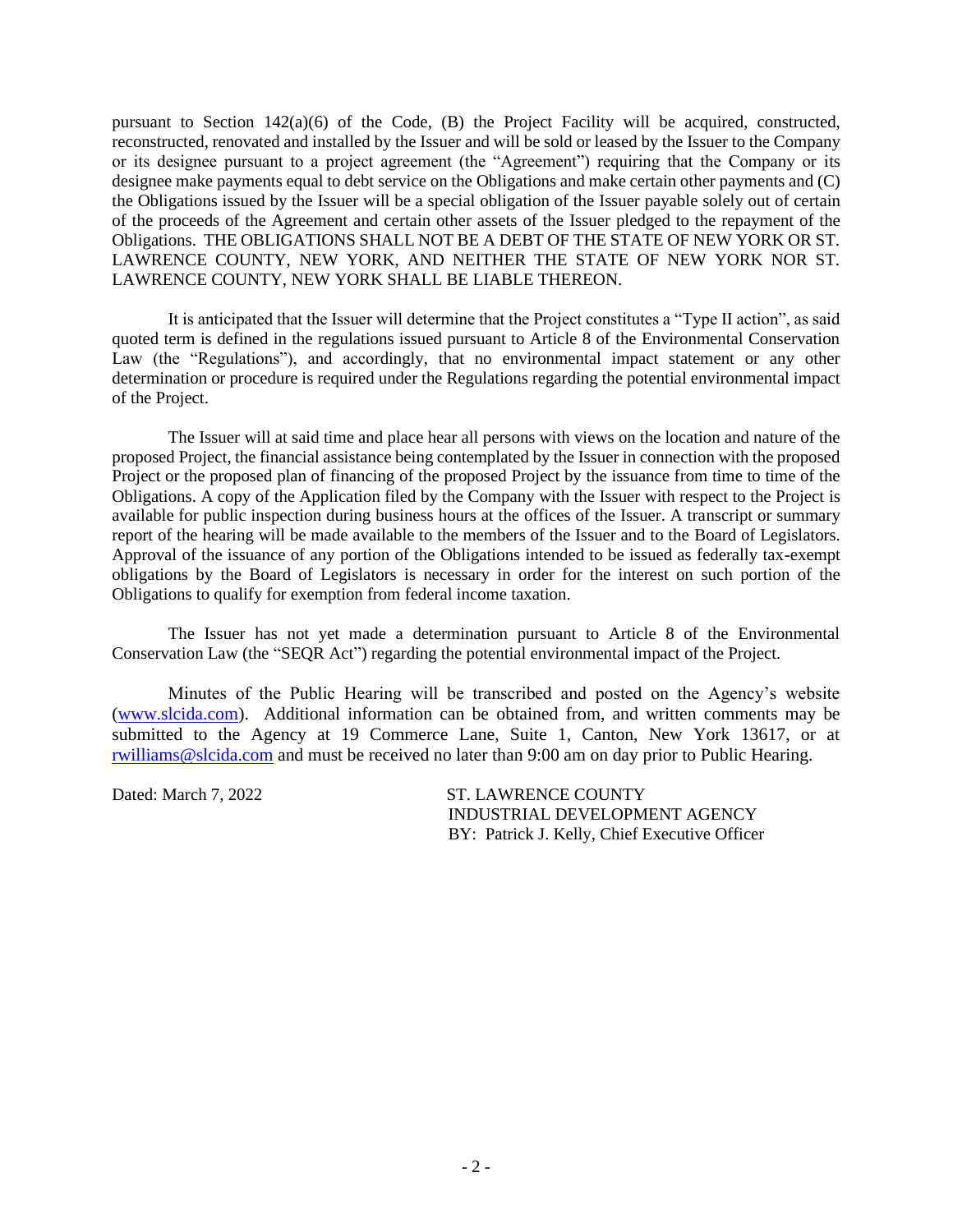pursuant to Section 142(a)(6) of the Code, (B) the Project Facility will be acquired, constructed, reconstructed, renovated and installed by the Issuer and will be sold or leased by the Issuer to the Company or its designee pursuant to a project agreement (the "Agreement") requiring that the Company or its designee make payments equal to debt service on the Obligations and make certain other payments and (C) the Obligations issued by the Issuer will be a special obligation of the Issuer payable solely out of certain of the proceeds of the Agreement and certain other assets of the Issuer pledged to the repayment of the Obligations. THE OBLIGATIONS SHALL NOT BE A DEBT OF THE STATE OF NEW YORK OR ST. LAWRENCE COUNTY, NEW YORK, AND NEITHER THE STATE OF NEW YORK NOR ST. LAWRENCE COUNTY, NEW YORK SHALL BE LIABLE THEREON.

It is anticipated that the Issuer will determine that the Project constitutes a "Type II action", as said quoted term is defined in the regulations issued pursuant to Article 8 of the Environmental Conservation Law (the "Regulations"), and accordingly, that no environmental impact statement or any other determination or procedure is required under the Regulations regarding the potential environmental impact of the Project.

The Issuer will at said time and place hear all persons with views on the location and nature of the proposed Project, the financial assistance being contemplated by the Issuer in connection with the proposed Project or the proposed plan of financing of the proposed Project by the issuance from time to time of the Obligations. A copy of the Application filed by the Company with the Issuer with respect to the Project is available for public inspection during business hours at the offices of the Issuer. A transcript or summary report of the hearing will be made available to the members of the Issuer and to the Board of Legislators. Approval of the issuance of any portion of the Obligations intended to be issued as federally tax-exempt obligations by the Board of Legislators is necessary in order for the interest on such portion of the Obligations to qualify for exemption from federal income taxation.

The Issuer has not yet made a determination pursuant to Article 8 of the Environmental Conservation Law (the "SEQR Act") regarding the potential environmental impact of the Project.

Minutes of the Public Hearing will be transcribed and posted on the Agency's website (www.slcida.com). Additional information can be obtained from, and written comments may be submitted to the Agency at 19 Commerce Lane, Suite 1, Canton, New York 13617, or at rwilliams@slcida.com and must be received no later than 9:00 am on day prior to Public Hearing.

Dated: March 7, 2022

ST. LAWRENCE COUNTY
INDUSTRIAL DEVELOPMENT AGENCY
BY: Patrick J. Kelly, Chief Executive Officer